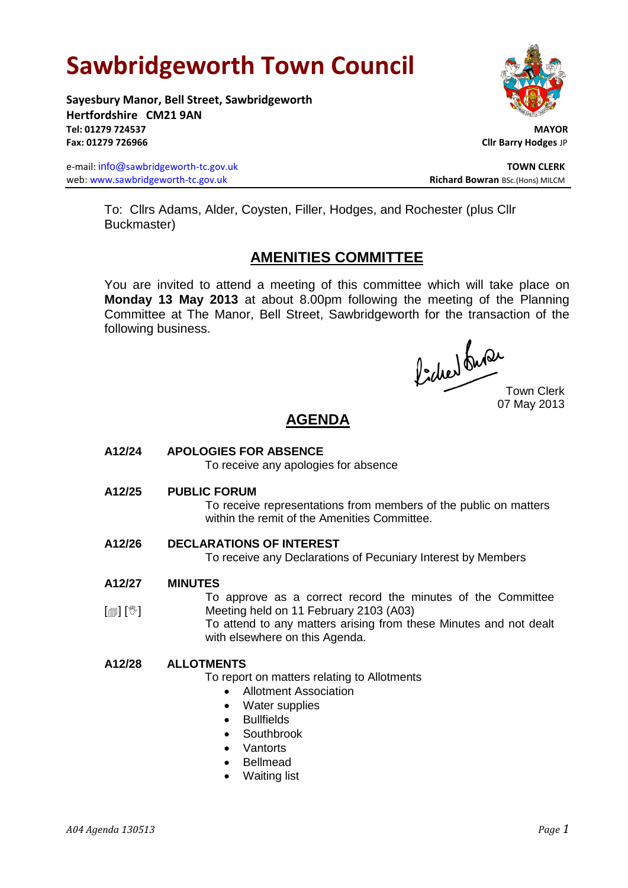# Sawbridgeworth Town Council

**Sayesbury Manor, Bell Street, Sawbridgeworth**
**Hertfordshire CM21 9AN**
**Tel: 01279 724537**
**Fax: 01279 726966**

e-mail: info@sawbridgeworth-tc.gov.uk
web: www.sawbridgeworth-tc.gov.uk

**MAYOR**
**Cllr Barry Hodges** JP

**TOWN CLERK**
**Richard Bowran** BSc.(Hons) MILCM

To: Cllrs Adams, Alder, Coysten, Filler, Hodges, and Rochester (plus Cllr Buckmaster)

## AMENITIES COMMITTEE

You are invited to attend a meeting of this committee which will take place on **Monday 13 May 2013** at about 8.00pm following the meeting of the Planning Committee at The Manor, Bell Street, Sawbridgeworth for the transaction of the following business.

Town Clerk
07 May 2013

## AGENDA

**A12/24 APOLOGIES FOR ABSENCE**
To receive any apologies for absence

**A12/25 PUBLIC FORUM**
To receive representations from members of the public on matters within the remit of the Amenities Committee.

**A12/26 DECLARATIONS OF INTEREST**
To receive any Declarations of Pecuniary Interest by Members

**A12/27 MINUTES**
[] []
To approve as a correct record the minutes of the Committee Meeting held on 11 February 2103 (A03)
To attend to any matters arising from these Minutes and not dealt with elsewhere on this Agenda.

**A12/28 ALLOTMENTS**
To report on matters relating to Allotments

- Allotment Association
- Water supplies
- Bullfields
- Southbrook
- Vantorts
- Bellmead
- Waiting list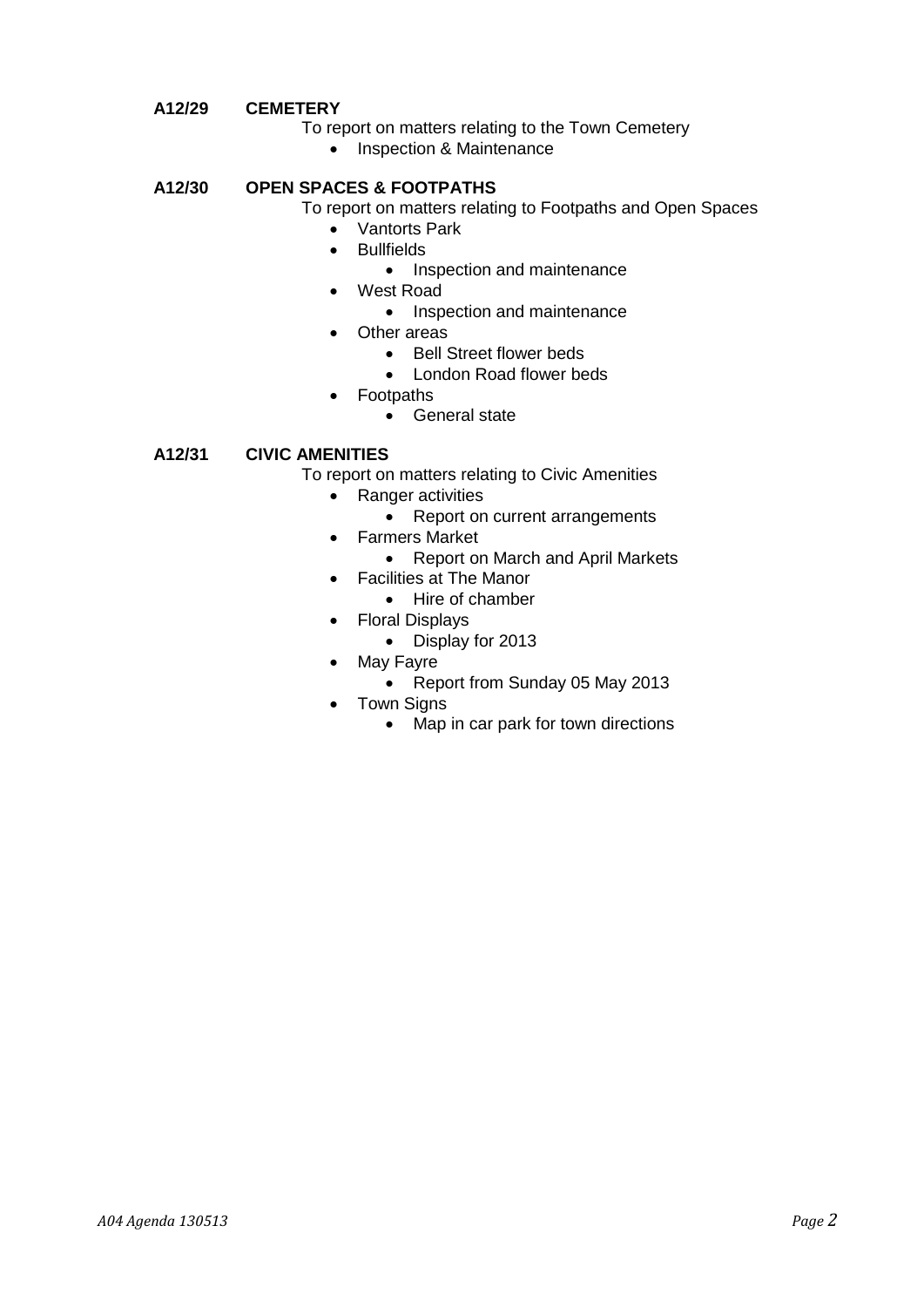**A12/29 CEMETERY**

To report on matters relating to the Town Cemetery

- Inspection & Maintenance

**A12/30 OPEN SPACES & FOOTPATHS**

To report on matters relating to Footpaths and Open Spaces

- Vantorts Park
- Bullfields
  - Inspection and maintenance
- West Road
  - Inspection and maintenance
- Other areas
  - Bell Street flower beds
  - London Road flower beds
- Footpaths
  - General state

**A12/31 CIVIC AMENITIES**

To report on matters relating to Civic Amenities

- Ranger activities
  - Report on current arrangements
- Farmers Market
  - Report on March and April Markets
- Facilities at The Manor
  - Hire of chamber
- Floral Displays
  - Display for 2013
- May Fayre
  - Report from Sunday 05 May 2013
- Town Signs
  - Map in car park for town directions